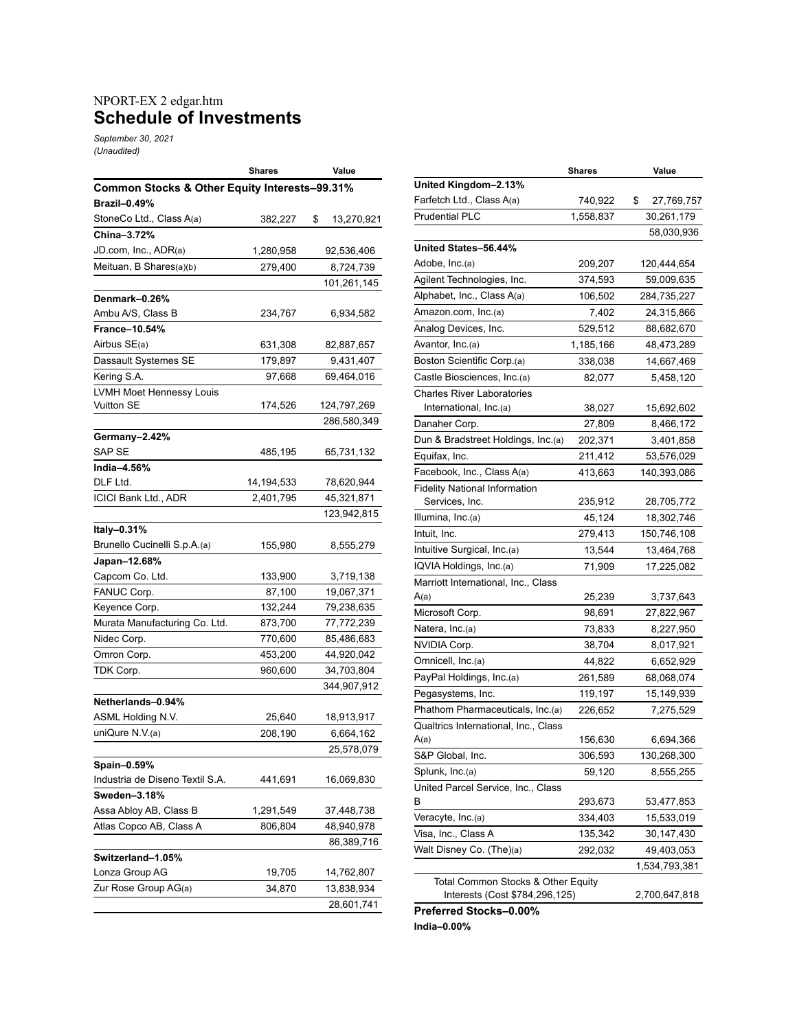NPORT-EX 2 edgar.htm

# Schedule of Investments

*September 30, 2021*
*(Unaudited)*

| | Shares | Value |
|---|---|---|
| **Common Stocks & Other Equity Interests–99.31%** | | |
| **Brazil–0.49%** | | |
| StoneCo Ltd., Class A(a) | 382,227 | $ 13,270,921 |
| **China–3.72%** | | |
| JD.com, Inc., ADR(a) | 1,280,958 | 92,536,406 |
| Meituan, B Shares(a)(b) | 279,400 | 8,724,739 |
| | | 101,261,145 |
| **Denmark–0.26%** | | |
| Ambu A/S, Class B | 234,767 | 6,934,582 |
| **France–10.54%** | | |
| Airbus SE(a) | 631,308 | 82,887,657 |
| Dassault Systemes SE | 179,897 | 9,431,407 |
| Kering S.A. | 97,668 | 69,464,016 |
| LVMH Moet Hennessy Louis Vuitton SE | 174,526 | 124,797,269 |
| | | 286,580,349 |
| **Germany–2.42%** | | |
| SAP SE | 485,195 | 65,731,132 |
| **India–4.56%** | | |
| DLF Ltd. | 14,194,533 | 78,620,944 |
| ICICI Bank Ltd., ADR | 2,401,795 | 45,321,871 |
| | | 123,942,815 |
| **Italy–0.31%** | | |
| Brunello Cucinelli S.p.A.(a) | 155,980 | 8,555,279 |
| **Japan–12.68%** | | |
| Capcom Co. Ltd. | 133,900 | 3,719,138 |
| FANUC Corp. | 87,100 | 19,067,371 |
| Keyence Corp. | 132,244 | 79,238,635 |
| Murata Manufacturing Co. Ltd. | 873,700 | 77,772,239 |
| Nidec Corp. | 770,600 | 85,486,683 |
| Omron Corp. | 453,200 | 44,920,042 |
| TDK Corp. | 960,600 | 34,703,804 |
| | | 344,907,912 |
| **Netherlands–0.94%** | | |
| ASML Holding N.V. | 25,640 | 18,913,917 |
| uniQure N.V.(a) | 208,190 | 6,664,162 |
| | | 25,578,079 |
| **Spain–0.59%** | | |
| Industria de Diseno Textil S.A. | 441,691 | 16,069,830 |
| **Sweden–3.18%** | | |
| Assa Abloy AB, Class B | 1,291,549 | 37,448,738 |
| Atlas Copco AB, Class A | 806,804 | 48,940,978 |
| | | 86,389,716 |
| **Switzerland–1.05%** | | |
| Lonza Group AG | 19,705 | 14,762,807 |
| Zur Rose Group AG(a) | 34,870 | 13,838,934 |
| | | 28,601,741 |
| **United Kingdom–2.13%** | | |
| Farfetch Ltd., Class A(a) | 740,922 | $ 27,769,757 |
| Prudential PLC | 1,558,837 | 30,261,179 |
| | | 58,030,936 |
| **United States–56.44%** | | |
| Adobe, Inc.(a) | 209,207 | 120,444,654 |
| Agilent Technologies, Inc. | 374,593 | 59,009,635 |
| Alphabet, Inc., Class A(a) | 106,502 | 284,735,227 |
| Amazon.com, Inc.(a) | 7,402 | 24,315,866 |
| Analog Devices, Inc. | 529,512 | 88,682,670 |
| Avantor, Inc.(a) | 1,185,166 | 48,473,289 |
| Boston Scientific Corp.(a) | 338,038 | 14,667,469 |
| Castle Biosciences, Inc.(a) | 82,077 | 5,458,120 |
| Charles River Laboratories International, Inc.(a) | 38,027 | 15,692,602 |
| Danaher Corp. | 27,809 | 8,466,172 |
| Dun & Bradstreet Holdings, Inc.(a) | 202,371 | 3,401,858 |
| Equifax, Inc. | 211,412 | 53,576,029 |
| Facebook, Inc., Class A(a) | 413,663 | 140,393,086 |
| Fidelity National Information Services, Inc. | 235,912 | 28,705,772 |
| Illumina, Inc.(a) | 45,124 | 18,302,746 |
| Intuit, Inc. | 279,413 | 150,746,108 |
| Intuitive Surgical, Inc.(a) | 13,544 | 13,464,768 |
| IQVIA Holdings, Inc.(a) | 71,909 | 17,225,082 |
| Marriott International, Inc., Class A(a) | 25,239 | 3,737,643 |
| Microsoft Corp. | 98,691 | 27,822,967 |
| Natera, Inc.(a) | 73,833 | 8,227,950 |
| NVIDIA Corp. | 38,704 | 8,017,921 |
| Omnicell, Inc.(a) | 44,822 | 6,652,929 |
| PayPal Holdings, Inc.(a) | 261,589 | 68,068,074 |
| Pegasystems, Inc. | 119,197 | 15,149,939 |
| Phathom Pharmaceuticals, Inc.(a) | 226,652 | 7,275,529 |
| Qualtrics International, Inc., Class A(a) | 156,630 | 6,694,366 |
| S&P Global, Inc. | 306,593 | 130,268,300 |
| Splunk, Inc.(a) | 59,120 | 8,555,255 |
| United Parcel Service, Inc., Class B | 293,673 | 53,477,853 |
| Veracyte, Inc.(a) | 334,403 | 15,533,019 |
| Visa, Inc., Class A | 135,342 | 30,147,430 |
| Walt Disney Co. (The)(a) | 292,032 | 49,403,053 |
| | | 1,534,793,381 |
| Total Common Stocks & Other Equity Interests (Cost $784,296,125) | | 2,700,647,818 |
| **Preferred Stocks–0.00%** | | |
| **India–0.00%** | | |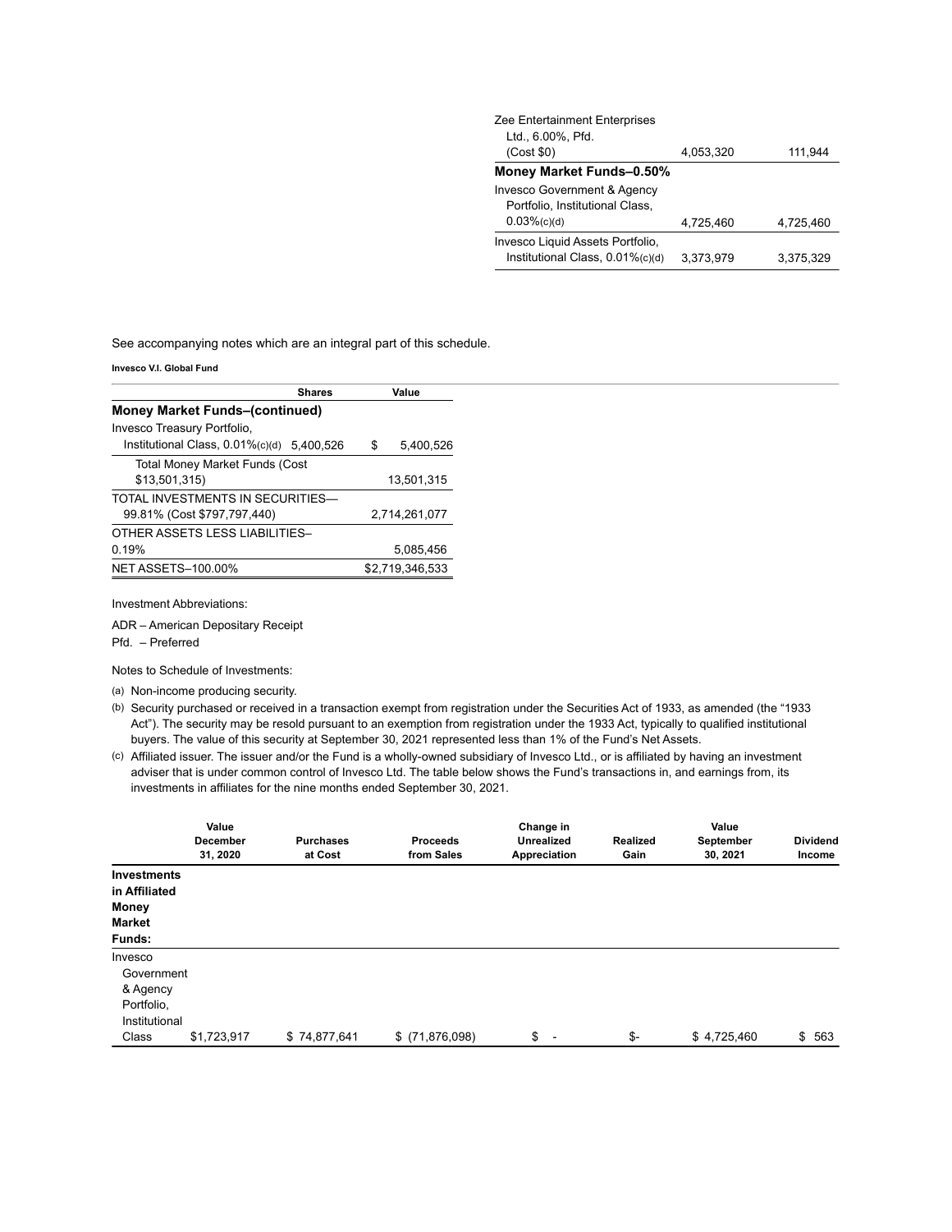| | Shares | Value |
|---|---|---|
| Zee Entertainment Enterprises Ltd., 6.00%, Pfd. (Cost $0) | 4,053,320 | 111,944 |
| **Money Market Funds–0.50%** | | |
| Invesco Government & Agency Portfolio, Institutional Class, 0.03%(c)(d) | 4,725,460 | 4,725,460 |
| Invesco Liquid Assets Portfolio, Institutional Class, 0.01%(c)(d) | 3,373,979 | 3,375,329 |

See accompanying notes which are an integral part of this schedule.

**Invesco V.I. Global Fund**

| | Shares | Value |
|---|---|---|
| **Money Market Funds–(continued)** | | |
| Invesco Treasury Portfolio, Institutional Class, 0.01%(c)(d) | 5,400,526 | $ 5,400,526 |
| Total Money Market Funds (Cost $13,501,315) | | 13,501,315 |
| TOTAL INVESTMENTS IN SECURITIES—99.81% (Cost $797,797,440) | | 2,714,261,077 |
| OTHER ASSETS LESS LIABILITIES–0.19% | | 5,085,456 |
| NET ASSETS–100.00% | | $2,719,346,533 |

Investment Abbreviations:

ADR – American Depositary Receipt

Pfd. – Preferred

Notes to Schedule of Investments:

(a) Non-income producing security.

(b) Security purchased or received in a transaction exempt from registration under the Securities Act of 1933, as amended (the "1933 Act"). The security may be resold pursuant to an exemption from registration under the 1933 Act, typically to qualified institutional buyers. The value of this security at September 30, 2021 represented less than 1% of the Fund's Net Assets.

(c) Affiliated issuer. The issuer and/or the Fund is a wholly-owned subsidiary of Invesco Ltd., or is affiliated by having an investment adviser that is under common control of Invesco Ltd. The table below shows the Fund's transactions in, and earnings from, its investments in affiliates for the nine months ended September 30, 2021.

| | Value December 31, 2020 | Purchases at Cost | Proceeds from Sales | Change in Unrealized Appreciation | Realized Gain | Value September 30, 2021 | Dividend Income |
|---|---|---|---|---|---|---|---|
| **Investments in Affiliated Money Market Funds:** | | | | | | | |
| Invesco Government & Agency Portfolio, Institutional Class | $1,723,917 | $ 74,877,641 | $ (71,876,098) | $ - | $- | $ 4,725,460 | $ 563 |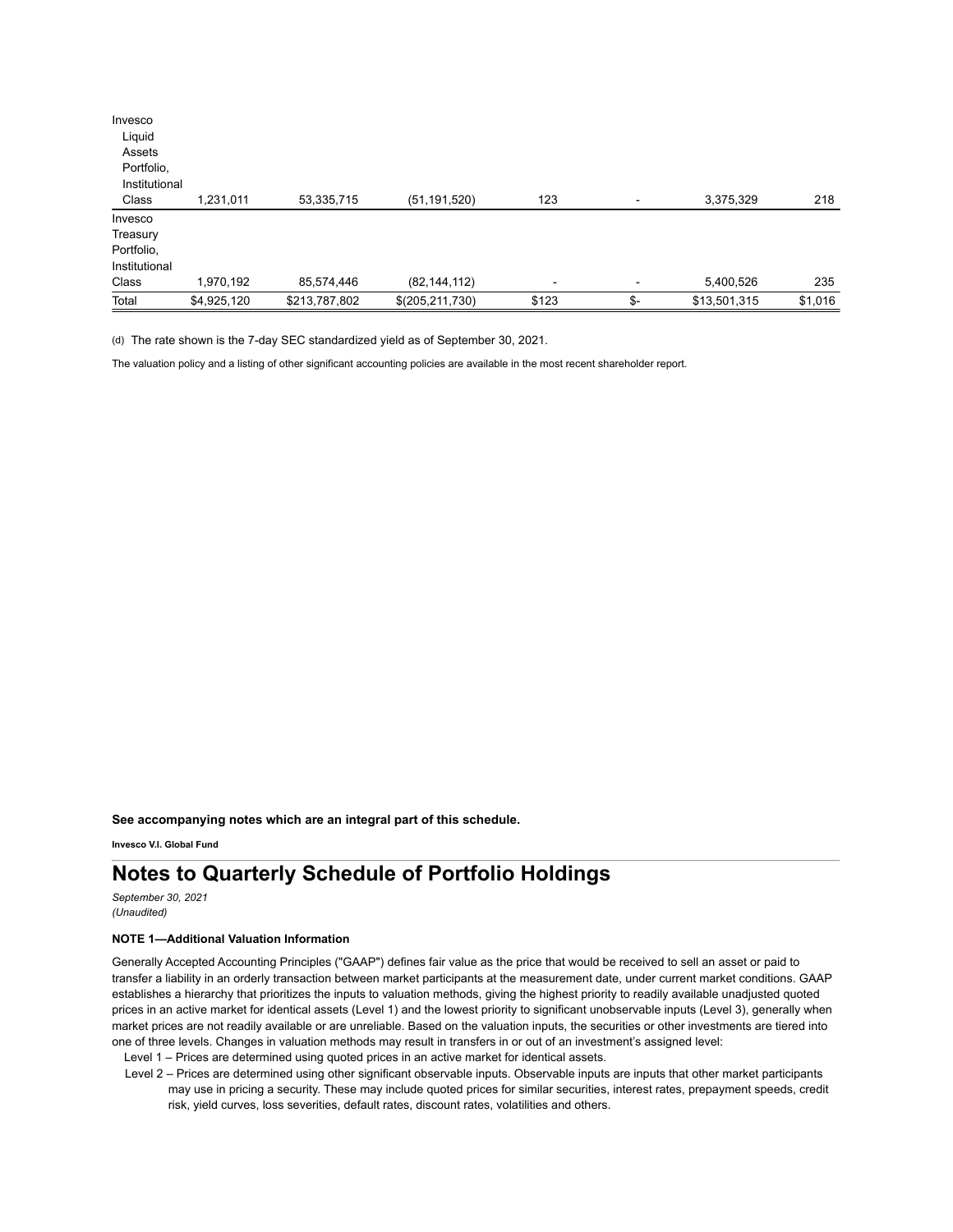| | | | | | | | |
|---|---|---|---|---|---|---|---|
| Invesco Liquid Assets Portfolio, Institutional Class | 1,231,011 | 53,335,715 | (51,191,520) | 123 | - | 3,375,329 | 218 |
| Invesco Treasury Portfolio, Institutional Class | 1,970,192 | 85,574,446 | (82,144,112) | - | - | 5,400,526 | 235 |
| Total | $4,925,120 | $213,787,802 | $(205,211,730) | $123 | $- | $13,501,315 | $1,016 |

(d) The rate shown is the 7-day SEC standardized yield as of September 30, 2021.

The valuation policy and a listing of other significant accounting policies are available in the most recent shareholder report.

**See accompanying notes which are an integral part of this schedule.**

**Invesco V.I. Global Fund**

# Notes to Quarterly Schedule of Portfolio Holdings

*September 30, 2021*
*(Unaudited)*

**NOTE 1—Additional Valuation Information**

Generally Accepted Accounting Principles ("GAAP") defines fair value as the price that would be received to sell an asset or paid to transfer a liability in an orderly transaction between market participants at the measurement date, under current market conditions. GAAP establishes a hierarchy that prioritizes the inputs to valuation methods, giving the highest priority to readily available unadjusted quoted prices in an active market for identical assets (Level 1) and the lowest priority to significant unobservable inputs (Level 3), generally when market prices are not readily available or are unreliable. Based on the valuation inputs, the securities or other investments are tiered into one of three levels. Changes in valuation methods may result in transfers in or out of an investment's assigned level:

Level 1 – Prices are determined using quoted prices in an active market for identical assets.

Level 2 – Prices are determined using other significant observable inputs. Observable inputs are inputs that other market participants may use in pricing a security. These may include quoted prices for similar securities, interest rates, prepayment speeds, credit risk, yield curves, loss severities, default rates, discount rates, volatilities and others.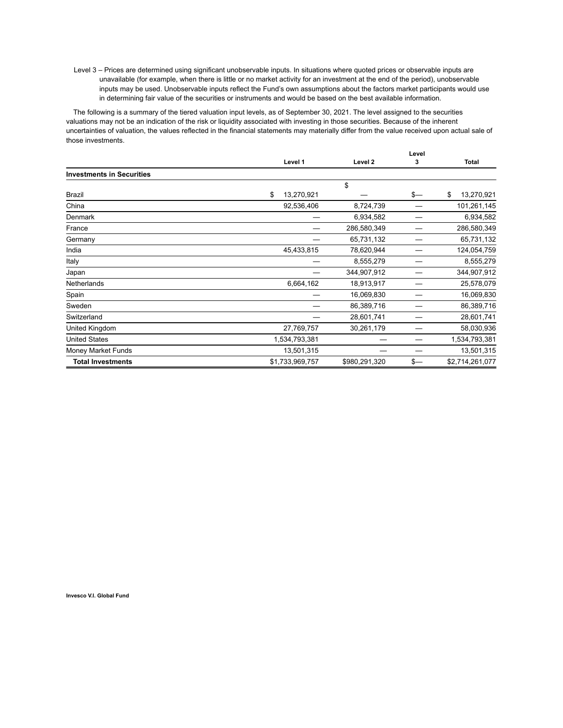Level 3 – Prices are determined using significant unobservable inputs. In situations where quoted prices or observable inputs are unavailable (for example, when there is little or no market activity for an investment at the end of the period), unobservable inputs may be used. Unobservable inputs reflect the Fund's own assumptions about the factors market participants would use in determining fair value of the securities or instruments and would be based on the best available information.

The following is a summary of the tiered valuation input levels, as of September 30, 2021. The level assigned to the securities valuations may not be an indication of the risk or liquidity associated with investing in those securities. Because of the inherent uncertainties of valuation, the values reflected in the financial statements may materially differ from the value received upon actual sale of those investments.

| | Level 1 | Level 2 | Level 3 | Total |
|---|---|---|---|---|
| **Investments in Securities** | | | | |
| Brazil | $ 13,270,921 | $ — | $— | $ 13,270,921 |
| China | 92,536,406 | 8,724,739 | — | 101,261,145 |
| Denmark | — | 6,934,582 | — | 6,934,582 |
| France | — | 286,580,349 | — | 286,580,349 |
| Germany | — | 65,731,132 | — | 65,731,132 |
| India | 45,433,815 | 78,620,944 | — | 124,054,759 |
| Italy | — | 8,555,279 | — | 8,555,279 |
| Japan | — | 344,907,912 | — | 344,907,912 |
| Netherlands | 6,664,162 | 18,913,917 | — | 25,578,079 |
| Spain | — | 16,069,830 | — | 16,069,830 |
| Sweden | — | 86,389,716 | — | 86,389,716 |
| Switzerland | — | 28,601,741 | — | 28,601,741 |
| United Kingdom | 27,769,757 | 30,261,179 | — | 58,030,936 |
| United States | 1,534,793,381 | — | — | 1,534,793,381 |
| Money Market Funds | 13,501,315 | — | — | 13,501,315 |
| **Total Investments** | $1,733,969,757 | $980,291,320 | $— | $2,714,261,077 |